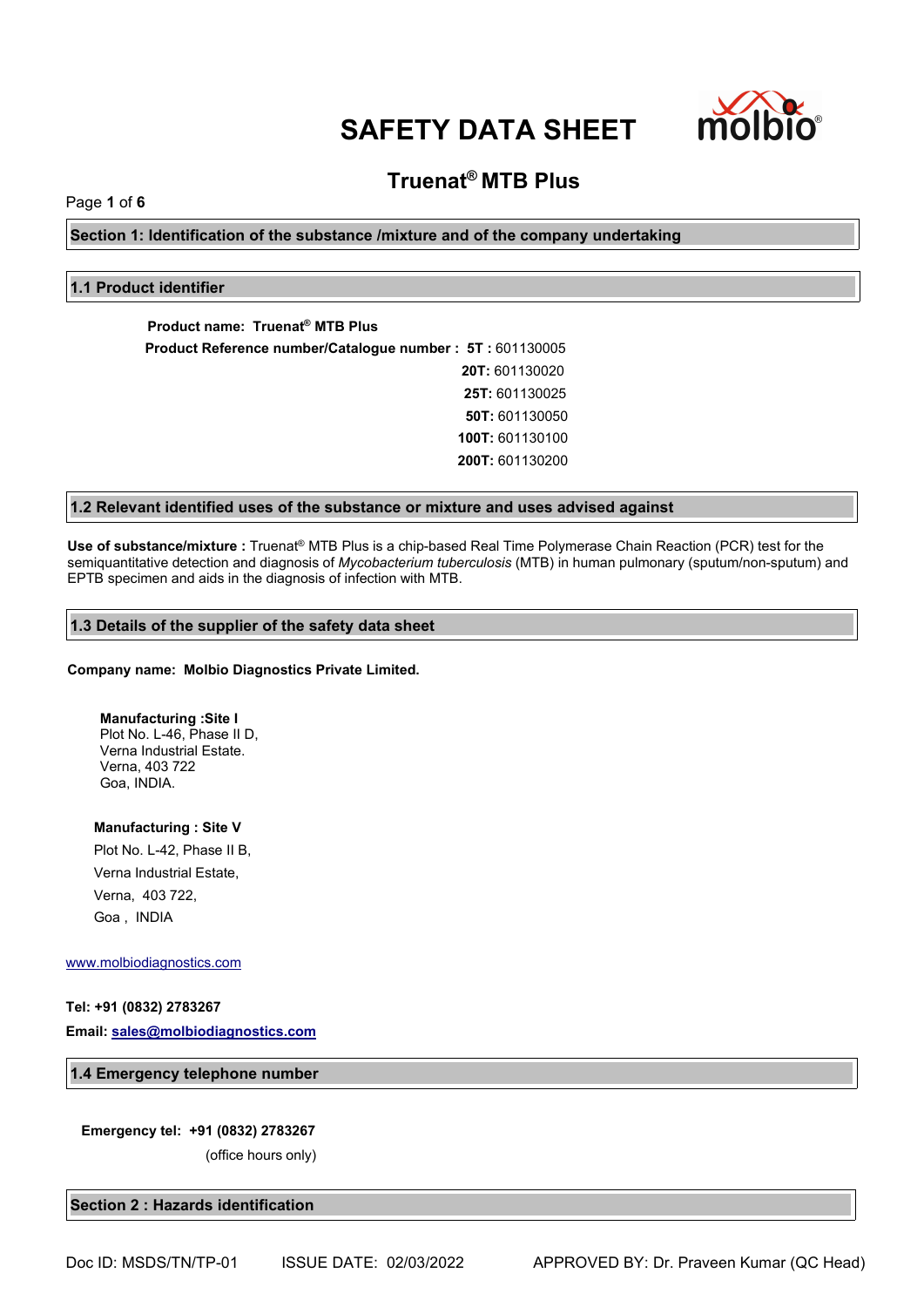# SAFETY DATA SHEET

## Truenat® MTB Plus

## Section 1: Identification of the substance /mixture and of the company undertaking

### 1.1 Product identifier

**Product name: Truenat® MTB Plus**

**Product Reference number/Catalogue number : 5T :** 601130005
**20T:** 601130020
**25T:** 601130025
**50T:** 601130050
**100T:** 601130100
**200T:** 601130200

### 1.2 Relevant identified uses of the substance or mixture and uses advised against

**Use of substance/mixture :** Truenat® MTB Plus is a chip-based Real Time Polymerase Chain Reaction (PCR) test for the semiquantitative detection and diagnosis of *Mycobacterium tuberculosis* (MTB) in human pulmonary (sputum/non-sputum) and EPTB specimen and aids in the diagnosis of infection with MTB.

### 1.3 Details of the supplier of the safety data sheet

**Company name: Molbio Diagnostics Private Limited.**

**Manufacturing :Site I**
Plot No. L-46, Phase II D,
Verna Industrial Estate.
Verna, 403 722
Goa, INDIA.

**Manufacturing : Site V**
Plot No. L-42, Phase II B,
Verna Industrial Estate,
Verna, 403 722,
Goa , INDIA

www.molbiodiagnostics.com

**Tel: +91 (0832) 2783267**

**Email: sales@molbiodiagnostics.com**

### 1.4 Emergency telephone number

**Emergency tel: +91 (0832) 2783267**
(office hours only)

## Section 2 : Hazards identification

Doc ID: MSDS/TN/TP-01 ISSUE DATE: 02/03/2022 APPROVED BY: Dr. Praveen Kumar (QC Head)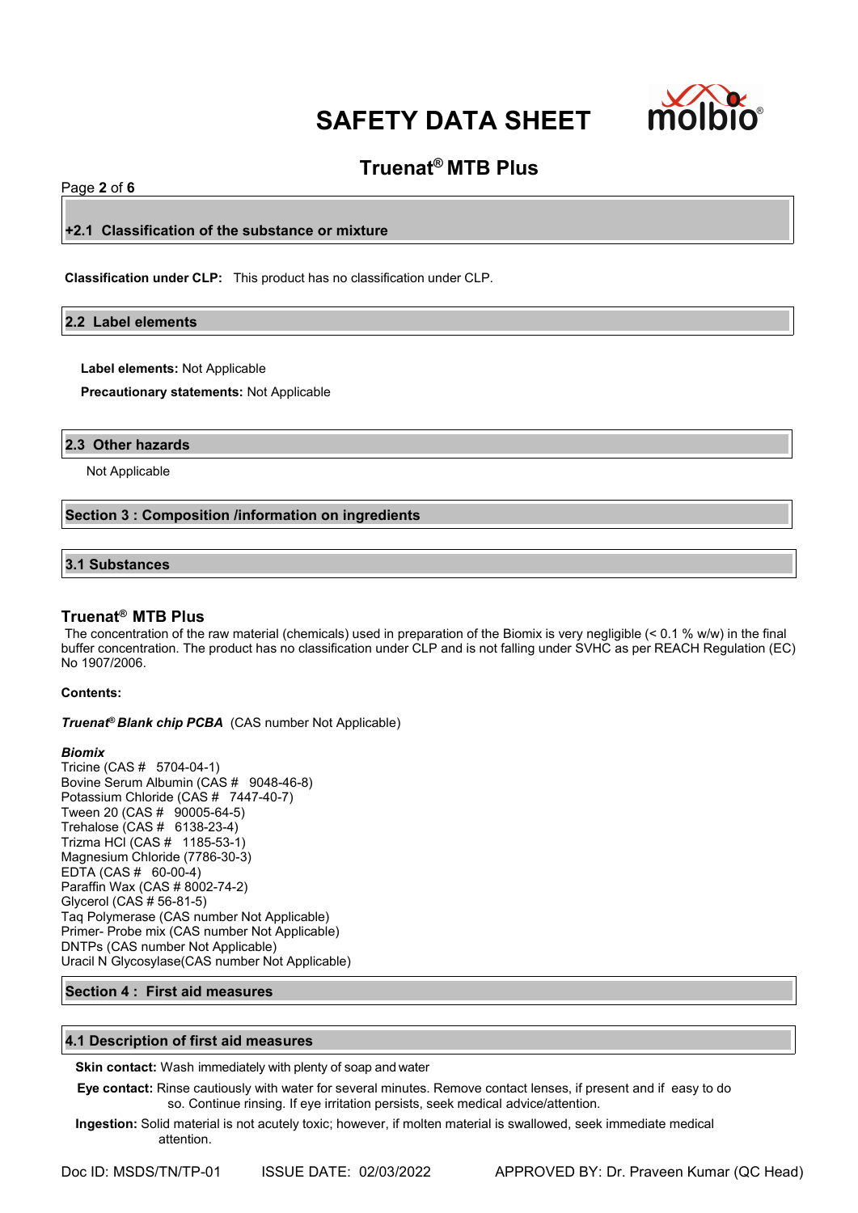## +2.1 Classification of the substance or mixture

**Classification under CLP:** This product has no classification under CLP.

## 2.2 Label elements

**Label elements:** Not Applicable

**Precautionary statements:** Not Applicable

## 2.3 Other hazards

Not Applicable

## Section 3 : Composition /information on ingredients

## 3.1 Substances

### Truenat® MTB Plus

The concentration of the raw material (chemicals) used in preparation of the Biomix is very negligible (< 0.1 % w/w) in the final buffer concentration. The product has no classification under CLP and is not falling under SVHC as per REACH Regulation (EC) No 1907/2006.

**Contents:**

***Truenat® Blank chip PCBA*** (CAS number Not Applicable)

***Biomix***
Tricine (CAS # 5704-04-1)
Bovine Serum Albumin (CAS # 9048-46-8)
Potassium Chloride (CAS # 7447-40-7)
Tween 20 (CAS # 90005-64-5)
Trehalose (CAS # 6138-23-4)
Trizma HCl (CAS # 1185-53-1)
Magnesium Chloride (7786-30-3)
EDTA (CAS # 60-00-4)
Paraffin Wax (CAS # 8002-74-2)
Glycerol (CAS # 56-81-5)
Taq Polymerase (CAS number Not Applicable)
Primer- Probe mix (CAS number Not Applicable)
DNTPs (CAS number Not Applicable)
Uracil N Glycosylase(CAS number Not Applicable)

## Section 4 : First aid measures

## 4.1 Description of first aid measures

**Skin contact:** Wash immediately with plenty of soap and water

**Eye contact:** Rinse cautiously with water for several minutes. Remove contact lenses, if present and if easy to do so. Continue rinsing. If eye irritation persists, seek medical advice/attention.

**Ingestion:** Solid material is not acutely toxic; however, if molten material is swallowed, seek immediate medical attention.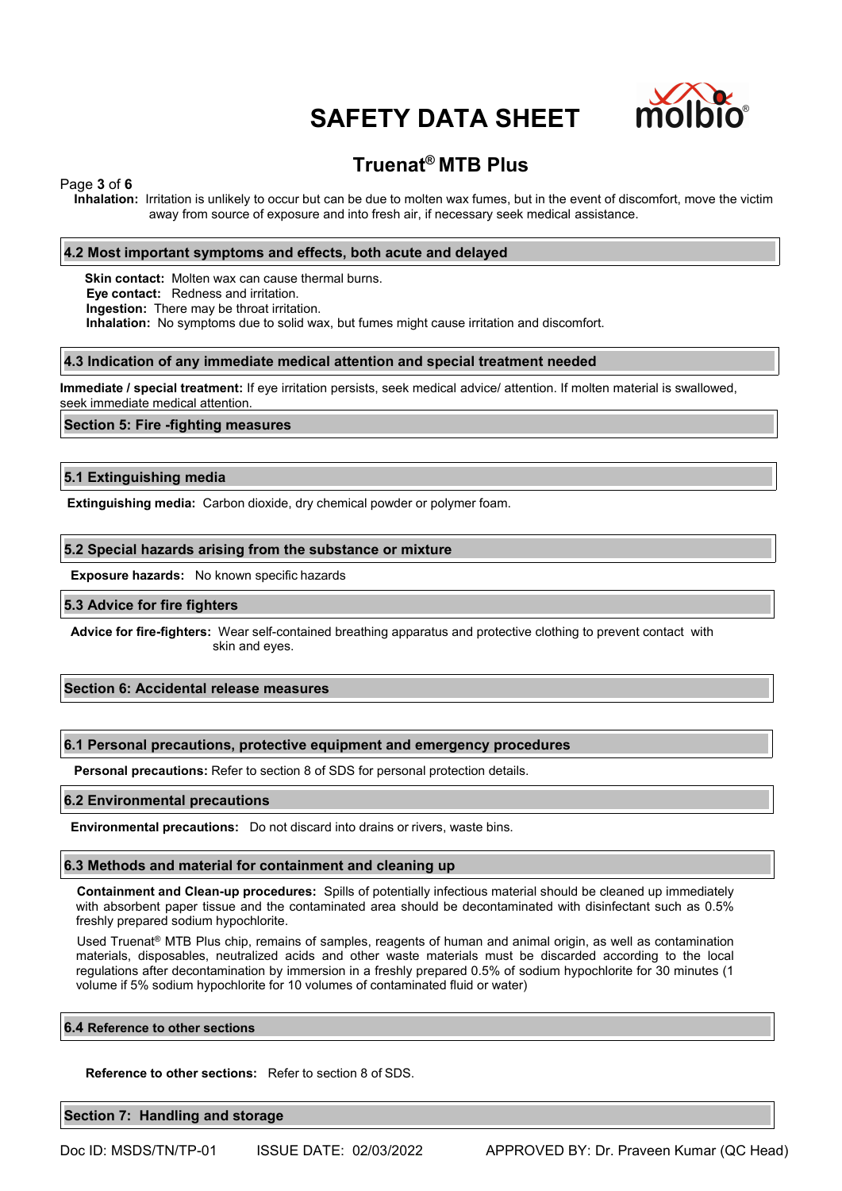**Inhalation:** Irritation is unlikely to occur but can be due to molten wax fumes, but in the event of discomfort, move the victim away from source of exposure and into fresh air, if necessary seek medical assistance.

### 4.2 Most important symptoms and effects, both acute and delayed

**Skin contact:** Molten wax can cause thermal burns.
**Eye contact:** Redness and irritation.
**Ingestion:** There may be throat irritation.
**Inhalation:** No symptoms due to solid wax, but fumes might cause irritation and discomfort.

### 4.3 Indication of any immediate medical attention and special treatment needed

**Immediate / special treatment:** If eye irritation persists, seek medical advice/ attention. If molten material is swallowed, seek immediate medical attention.

## Section 5: Fire -fighting measures

### 5.1 Extinguishing media

**Extinguishing media:** Carbon dioxide, dry chemical powder or polymer foam.

### 5.2 Special hazards arising from the substance or mixture

**Exposure hazards:** No known specific hazards

### 5.3 Advice for fire fighters

**Advice for fire-fighters:** Wear self-contained breathing apparatus and protective clothing to prevent contact with skin and eyes.

## Section 6: Accidental release measures

### 6.1 Personal precautions, protective equipment and emergency procedures

**Personal precautions:** Refer to section 8 of SDS for personal protection details.

### 6.2 Environmental precautions

**Environmental precautions:** Do not discard into drains or rivers, waste bins.

### 6.3 Methods and material for containment and cleaning up

**Containment and Clean-up procedures:** Spills of potentially infectious material should be cleaned up immediately with absorbent paper tissue and the contaminated area should be decontaminated with disinfectant such as 0.5% freshly prepared sodium hypochlorite.

Used Truenat® MTB Plus chip, remains of samples, reagents of human and animal origin, as well as contamination materials, disposables, neutralized acids and other waste materials must be discarded according to the local regulations after decontamination by immersion in a freshly prepared 0.5% of sodium hypochlorite for 30 minutes (1 volume if 5% sodium hypochlorite for 10 volumes of contaminated fluid or water)

### 6.4 Reference to other sections

**Reference to other sections:** Refer to section 8 of SDS.

## Section 7: Handling and storage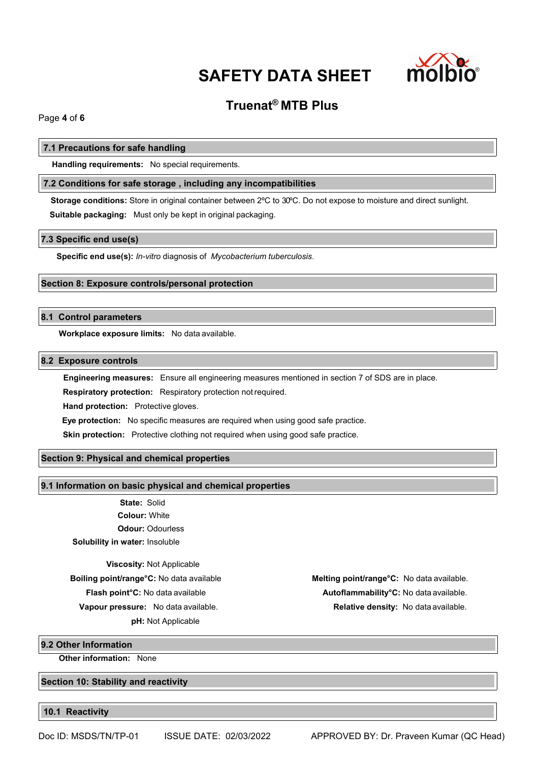### 7.1 Precautions for safe handling

**Handling requirements:** No special requirements.

### 7.2 Conditions for safe storage , including any incompatibilities

**Storage conditions:** Store in original container between 2ºC to 30ºC. Do not expose to moisture and direct sunlight.

**Suitable packaging:** Must only be kept in original packaging.

### 7.3 Specific end use(s)

**Specific end use(s):** *In-vitro* diagnosis of *Mycobacterium tuberculosis*.

## Section 8: Exposure controls/personal protection

### 8.1 Control parameters

**Workplace exposure limits:** No data available.

### 8.2 Exposure controls

**Engineering measures:** Ensure all engineering measures mentioned in section 7 of SDS are in place.

**Respiratory protection:** Respiratory protection not required.

**Hand protection:** Protective gloves.

**Eye protection:** No specific measures are required when using good safe practice.

**Skin protection:** Protective clothing not required when using good safe practice.

## Section 9: Physical and chemical properties

### 9.1 Information on basic physical and chemical properties

**State:** Solid

**Colour:** White

**Odour:** Odourless

**Solubility in water:** Insoluble

**Viscosity:** Not Applicable

**Boiling point/range°C:** No data available

**Flash point°C:** No data available

**Vapour pressure:** No data available.

**pH:** Not Applicable

**Melting point/range°C:** No data available.

**Autoflammability°C:** No data available.

**Relative density:** No data available.

### 9.2 Other Information

**Other information:** None

## Section 10: Stability and reactivity

### 10.1 Reactivity

Doc ID: MSDS/TN/TP-01 ISSUE DATE: 02/03/2022 APPROVED BY: Dr. Praveen Kumar (QC Head)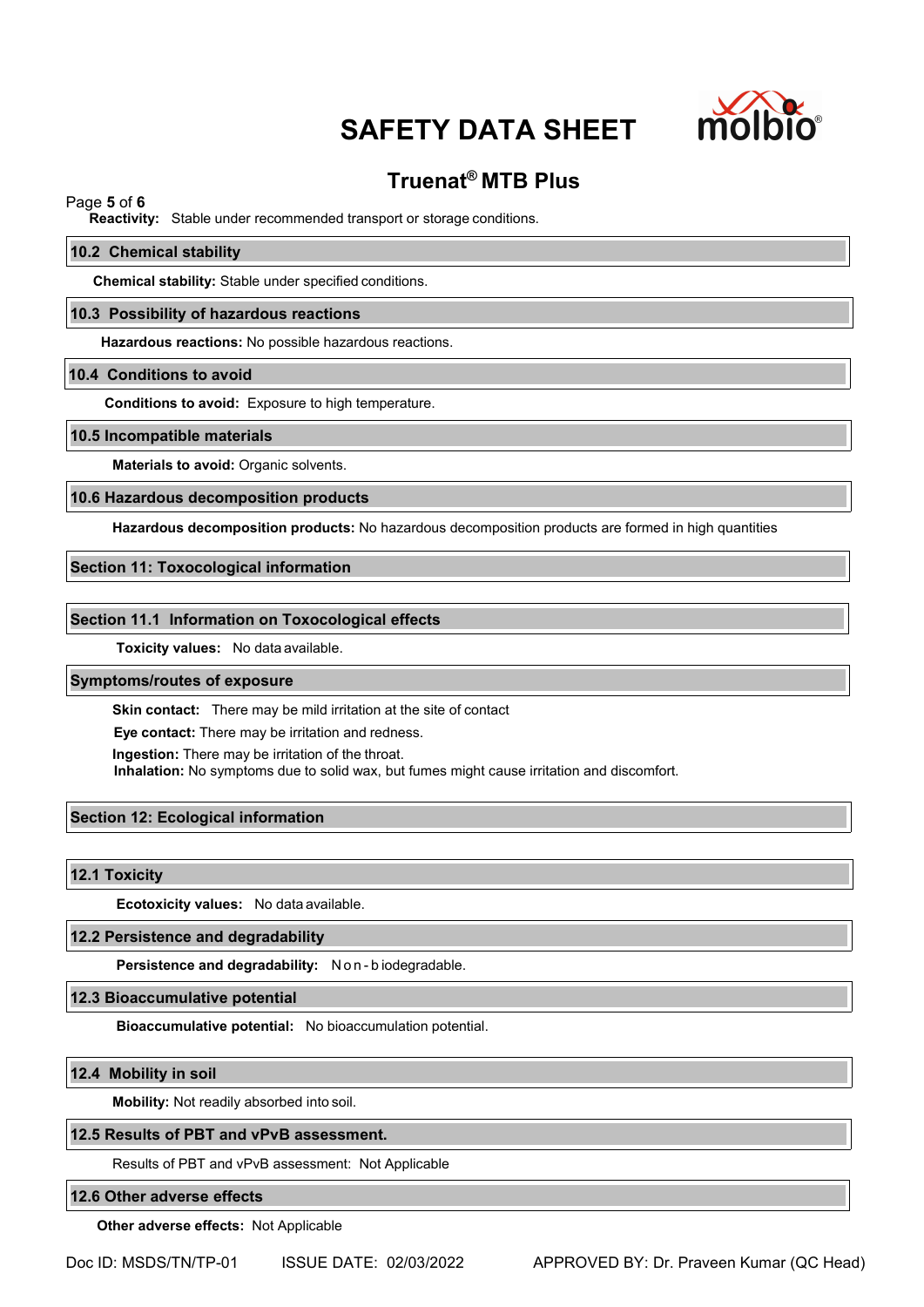**Reactivity:** Stable under recommended transport or storage conditions.

### 10.2 Chemical stability

**Chemical stability:** Stable under specified conditions.

### 10.3 Possibility of hazardous reactions

**Hazardous reactions:** No possible hazardous reactions.

### 10.4 Conditions to avoid

**Conditions to avoid:** Exposure to high temperature.

### 10.5 Incompatible materials

**Materials to avoid:** Organic solvents.

### 10.6 Hazardous decomposition products

**Hazardous decomposition products:** No hazardous decomposition products are formed in high quantities

## Section 11: Toxocological information

### Section 11.1 Information on Toxocological effects

**Toxicity values:** No data available.

### Symptoms/routes of exposure

**Skin contact:** There may be mild irritation at the site of contact

**Eye contact:** There may be irritation and redness.

**Ingestion:** There may be irritation of the throat.

**Inhalation:** No symptoms due to solid wax, but fumes might cause irritation and discomfort.

## Section 12: Ecological information

### 12.1 Toxicity

**Ecotoxicity values:** No data available.

### 12.2 Persistence and degradability

**Persistence and degradability:** Non-biodegradable.

### 12.3 Bioaccumulative potential

**Bioaccumulative potential:** No bioaccumulation potential.

### 12.4 Mobility in soil

**Mobility:** Not readily absorbed into soil.

### 12.5 Results of PBT and vPvB assessment.

Results of PBT and vPvB assessment: Not Applicable

### 12.6 Other adverse effects

**Other adverse effects:** Not Applicable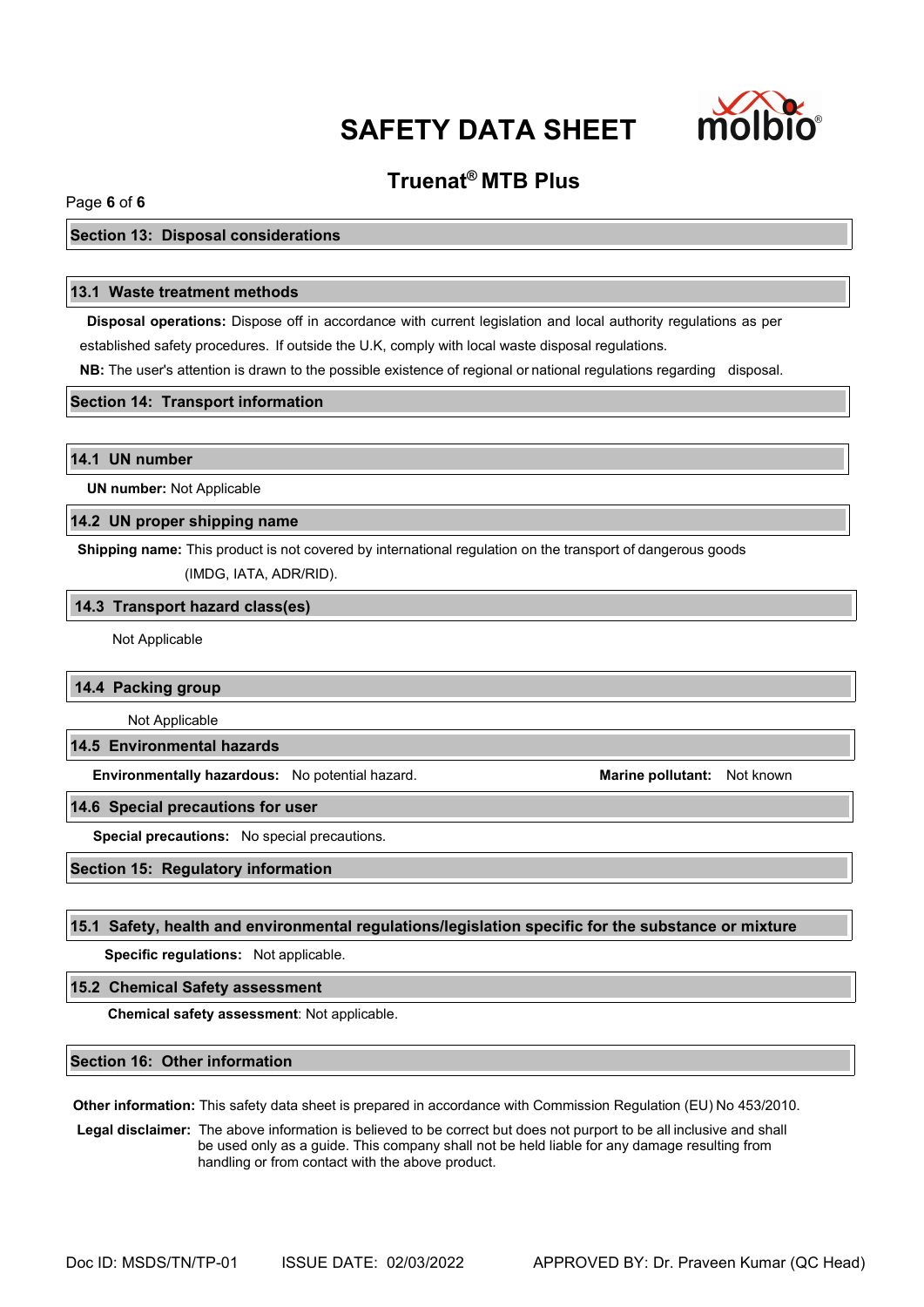## Section 13: Disposal considerations

### 13.1 Waste treatment methods

**Disposal operations:** Dispose off in accordance with current legislation and local authority regulations as per established safety procedures. If outside the U.K, comply with local waste disposal regulations.

**NB:** The user's attention is drawn to the possible existence of regional or national regulations regarding disposal.

## Section 14: Transport information

### 14.1 UN number

**UN number:** Not Applicable

### 14.2 UN proper shipping name

**Shipping name:** This product is not covered by international regulation on the transport of dangerous goods (IMDG, IATA, ADR/RID).

### 14.3 Transport hazard class(es)

Not Applicable

### 14.4 Packing group

Not Applicable

### 14.5 Environmental hazards

**Environmentally hazardous:** No potential hazard. **Marine pollutant:** Not known

### 14.6 Special precautions for user

**Special precautions:** No special precautions.

## Section 15: Regulatory information

### 15.1 Safety, health and environmental regulations/legislation specific for the substance or mixture

**Specific regulations:** Not applicable.

### 15.2 Chemical Safety assessment

**Chemical safety assessment**: Not applicable.

## Section 16: Other information

**Other information:** This safety data sheet is prepared in accordance with Commission Regulation (EU) No 453/2010.

**Legal disclaimer:** The above information is believed to be correct but does not purport to be all inclusive and shall be used only as a guide. This company shall not be held liable for any damage resulting from handling or from contact with the above product.